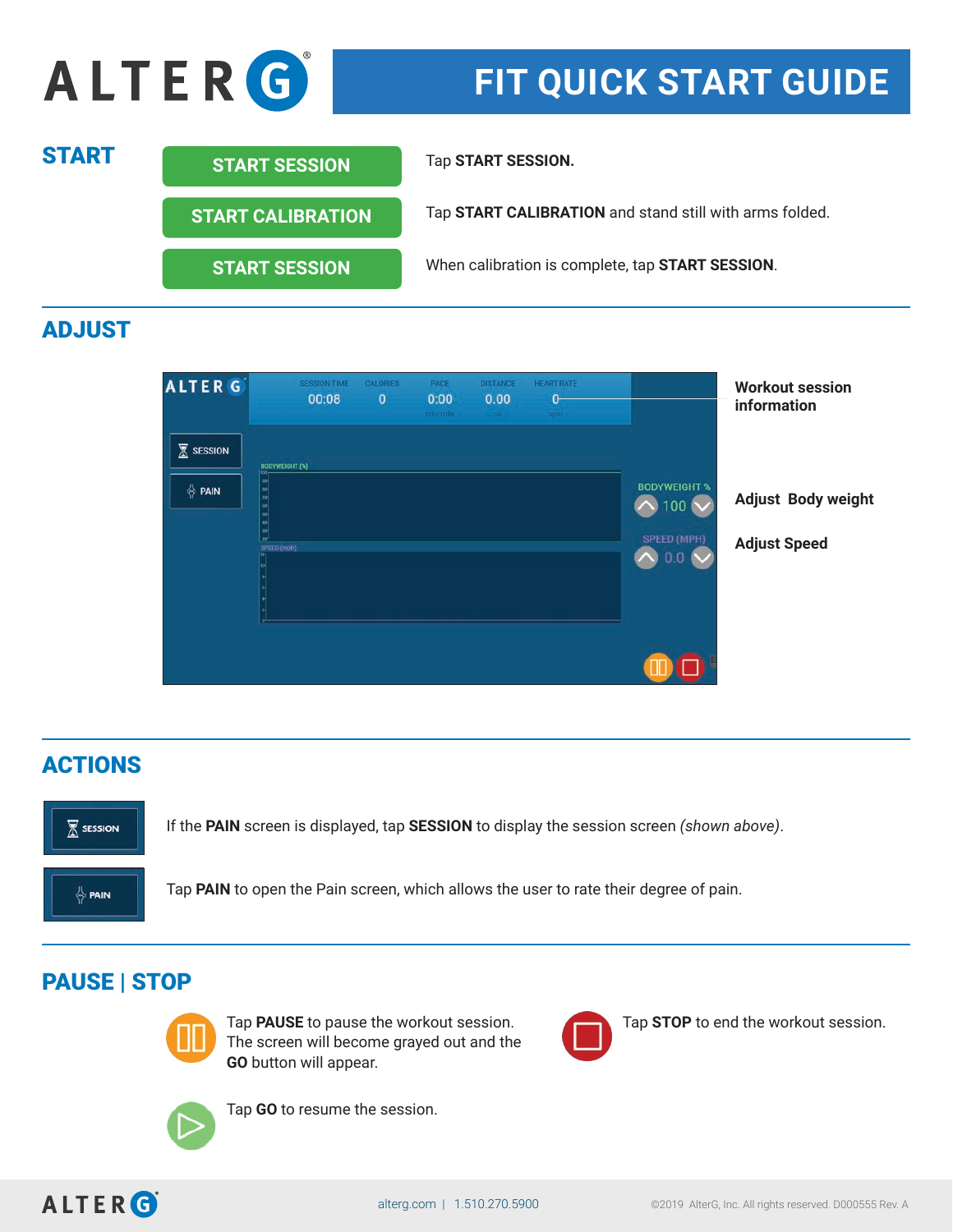# ALTERG

# FIT QUICK START GUIDE

## START

| | |
|---|---|
| **START SESSION** | Tap **START SESSION.** |
| **START CALIBRATION** | Tap **START CALIBRATION** and stand still with arms folded. |
| **START SESSION** | When calibration is complete, tap **START SESSION**. |

## ADJUST

**Workout session information**

**Adjust Body weight**

**Adjust Speed**

## ACTIONS

SESSION — If the **PAIN** screen is displayed, tap **SESSION** to display the session screen *(shown above)*.

PAIN — Tap **PAIN** to open the Pain screen, which allows the user to rate their degree of pain.

## PAUSE | STOP

Tap **PAUSE** to pause the workout session. The screen will become grayed out and the **GO** button will appear.

Tap **STOP** to end the workout session.

Tap **GO** to resume the session.

alterg.com | 1.510.270.5900

©2019 AlterG, Inc. All rights reserved. D000555 Rev. A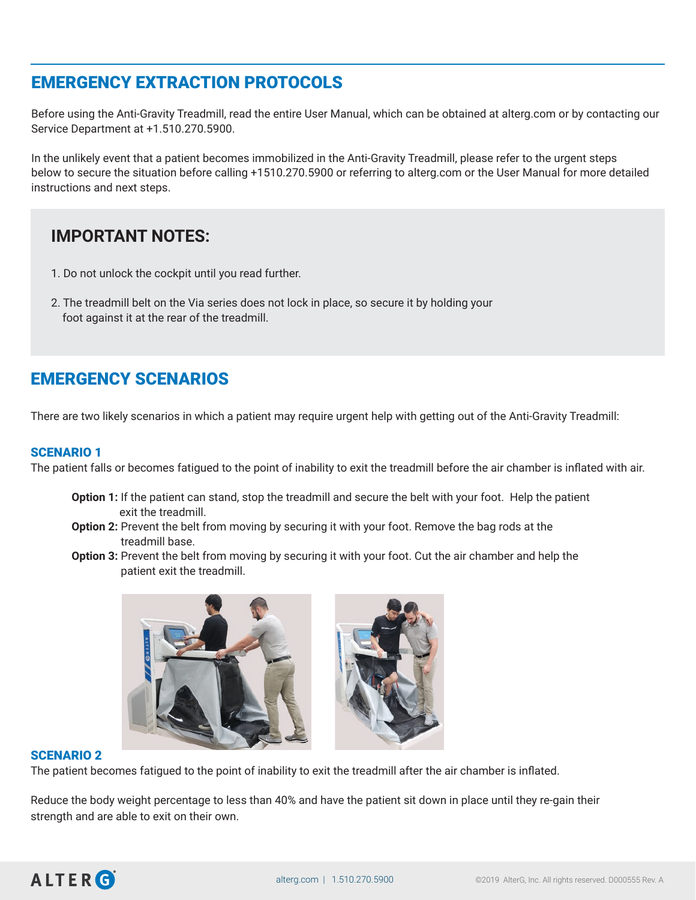## EMERGENCY EXTRACTION PROTOCOLS

Before using the Anti-Gravity Treadmill, read the entire User Manual, which can be obtained at alterg.com or by contacting our Service Department at +1.510.270.5900.

In the unlikely event that a patient becomes immobilized in the Anti-Gravity Treadmill, please refer to the urgent steps below to secure the situation before calling +1510.270.5900 or referring to alterg.com or the User Manual for more detailed instructions and next steps.

### IMPORTANT NOTES:

1. Do not unlock the cockpit until you read further.
2. The treadmill belt on the Via series does not lock in place, so secure it by holding your foot against it at the rear of the treadmill.

## EMERGENCY SCENARIOS

There are two likely scenarios in which a patient may require urgent help with getting out of the Anti-Gravity Treadmill:

### SCENARIO 1

The patient falls or becomes fatigued to the point of inability to exit the treadmill before the air chamber is inflated with air.

**Option 1:** If the patient can stand, stop the treadmill and secure the belt with your foot. Help the patient exit the treadmill.

**Option 2:** Prevent the belt from moving by securing it with your foot. Remove the bag rods at the treadmill base.

**Option 3:** Prevent the belt from moving by securing it with your foot. Cut the air chamber and help the patient exit the treadmill.

### SCENARIO 2

The patient becomes fatigued to the point of inability to exit the treadmill after the air chamber is inflated.

Reduce the body weight percentage to less than 40% and have the patient sit down in place until they re-gain their strength and are able to exit on their own.

ALTERG

alterg.com | 1.510.270.5900

©2019 AlterG, Inc. All rights reserved. D000555 Rev. A